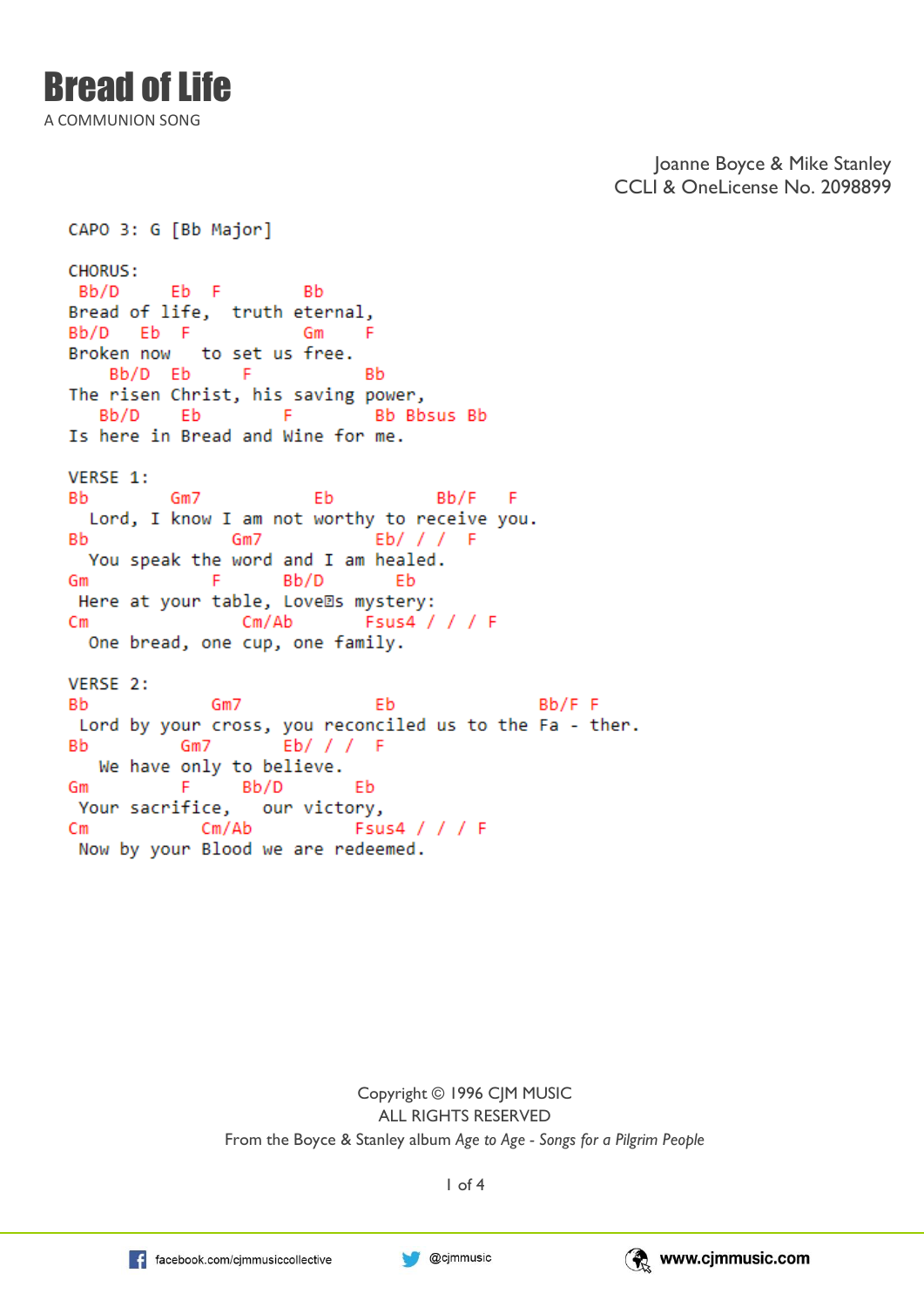# Bread of Life

A COMMUNION SONG

Joanne Boyce & Mike Stanley
CCLI & OneLicense No. 2098899

```
CAPO 3: G [Bb Major]

CHORUS:
 Bb/D      Eb   F         Bb
Bread of life,  truth eternal,
Bb/D    Eb  F            Gm     F
Broken now   to set us free.
   Bb/D  Eb      F          Bb
The risen Christ, his saving power,
  Bb/D     Eb        F          Bb Bbsus Bb
Is here in Bread and Wine for me.

VERSE 1:
Bb        Gm7             Eb          Bb/F    F
  Lord, I know I am not worthy to receive you.
Bb              Gm7             Eb/ / /   F
  You speak the word and I am healed.
Gm                F      Bb/D        Eb
 Here at your table, Love's mystery:
Cm                 Cm/Ab        Fsus4 / / / F
  One bread, one cup, one family.

VERSE 2:
Bb            Gm7               Eb               Bb/F F
 Lord by your cross, you reconciled us to the Fa - ther.
Bb         Gm7       Eb/ / /   F
   We have only to believe.
Gm             F      Bb/D         Eb
 Your sacrifice,    our victory,
Cm             Cm/Ab          Fsus4 / / / F
 Now by your Blood we are redeemed.
```

Copyright © 1996 CJM MUSIC
ALL RIGHTS RESERVED
From the Boyce & Stanley album *Age to Age - Songs for a Pilgrim People*

facebook.com/cjmmusiccollective @cjmmusic www.cjmmusic.com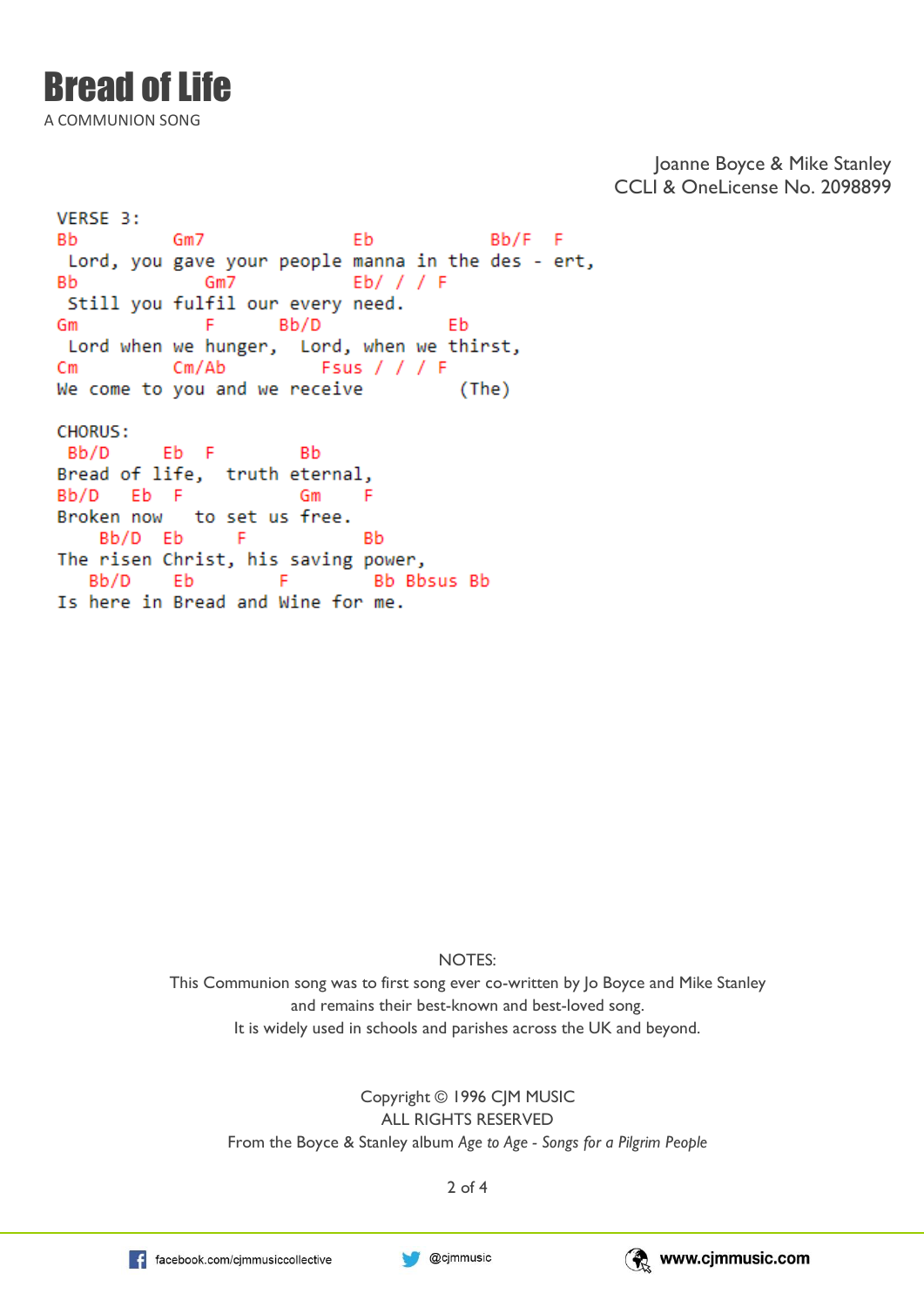# Bread of Life

A COMMUNION SONG

Joanne Boyce & Mike Stanley
CCLI & OneLicense No. 2098899

```
VERSE 3:
Bb         Gm7                Eb           Bb/F  F
 Lord, you gave your people manna in the des - ert,
Bb            Gm7            Eb/ / / F
 Still you fulfil our every need.
Gm                 F      Bb/D           Eb
 Lord when we hunger,  Lord, when we thirst,
Cm         Cm/Ab         Fsus / / / F
We come to you and we receive         (The)

CHORUS:
 Bb/D     Eb  F         Bb
Bread of life,  truth eternal,
Bb/D   Eb  F             Gm     F
Broken now   to set us free.
    Bb/D  Eb      F           Bb
The risen Christ, his saving power,
   Bb/D    Eb        F        Bb Bbsus Bb
Is here in Bread and Wine for me.
```

NOTES:
This Communion song was to first song ever co-written by Jo Boyce and Mike Stanley and remains their best-known and best-loved song.
It is widely used in schools and parishes across the UK and beyond.

Copyright © 1996 CJM MUSIC
ALL RIGHTS RESERVED
From the Boyce & Stanley album *Age to Age - Songs for a Pilgrim People*

facebook.com/cjmmusiccollective | @cjmmusic | www.cjmmusic.com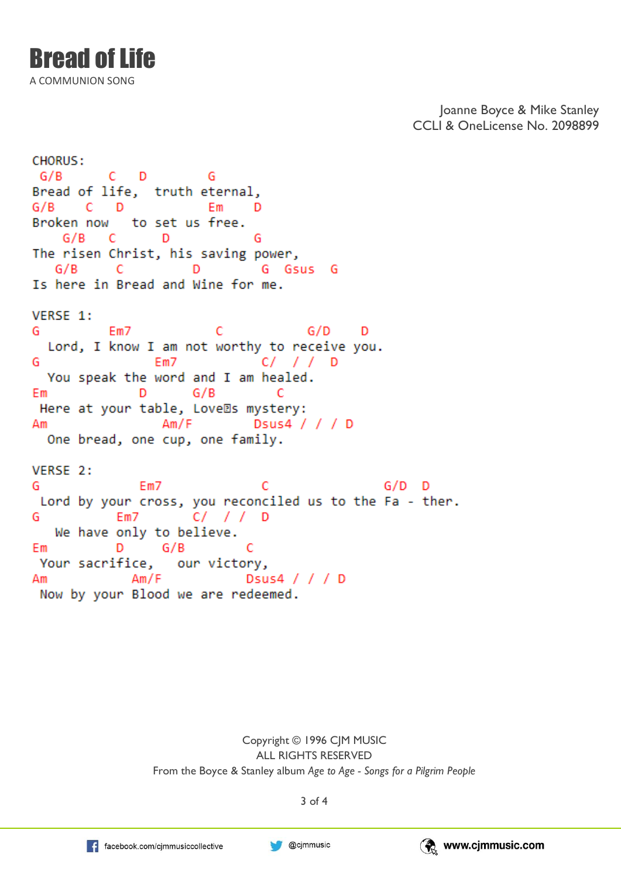# Bread of Life

A COMMUNION SONG

Joanne Boyce & Mike Stanley
CCLI & OneLicense No. 2098899

```
CHORUS:
 G/B      C   D        G
Bread of life,  truth eternal,
G/B    C   D           Em    D
Broken now   to set us free.
   G/B   C      D          G
The risen Christ, his saving power,
  G/B     C         D        G  Gsus  G
Is here in Bread and Wine for me.

VERSE 1:
G         Em7            C           G/D    D
  Lord, I know I am not worthy to receive you.
G              Em7            C/  / /  D
  You speak the word and I am healed.
Em              D      G/B       C
 Here at your table, Love�s mystery:
Am               Am/F        Dsus4 / / / D
  One bread, one cup, one family.

VERSE 2:
G              Em7              C              G/D  D
 Lord by your cross, you reconciled us to the Fa - ther.
G            Em7       C/  / /  D
   We have only to believe.
Em           D     G/B         C
 Your sacrifice,   our victory,
Am              Am/F          Dsus4 / / / D
 Now by your Blood we are redeemed.
```

Copyright © 1996 CJM MUSIC
ALL RIGHTS RESERVED
From the Boyce & Stanley album *Age to Age - Songs for a Pilgrim People*

facebook.com/cjmmusiccollective @cjmmusic www.cjmmusic.com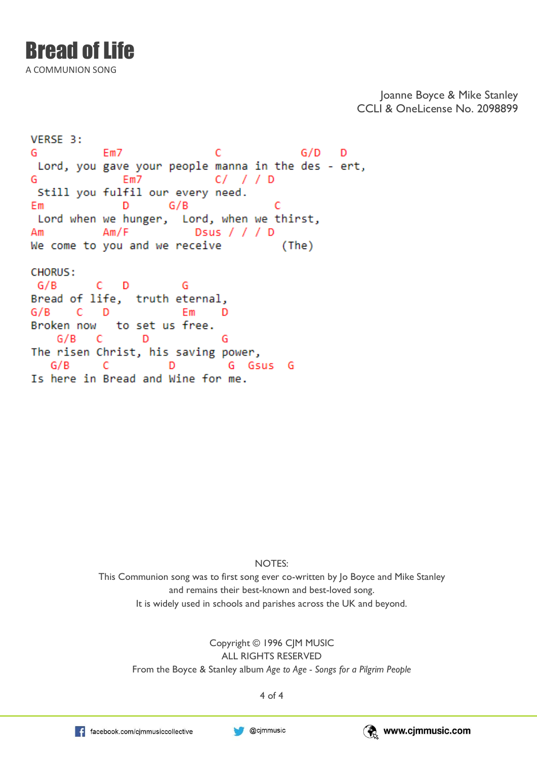# Bread of Life

A COMMUNION SONG

Joanne Boyce & Mike Stanley
CCLI & OneLicense No. 2098899

```
VERSE 3:
G           Em7               C            G/D    D
 Lord, you gave your people manna in the des - ert,
G              Em7            C/  / / D
 Still you fulfil our every need.
Em             D      G/B              C
 Lord when we hunger,  Lord, when we thirst,
Am          Am/F            Dsus / / / D
We come to you and we receive         (The)

CHORUS:
 G/B      C   D         G
Bread of life,  truth eternal,
G/B    C   D            Em    D
Broken now   to set us free.
    G/B   C      D            G
The risen Christ, his saving power,
   G/B      C         D       G   Gsus   G
Is here in Bread and Wine for me.
```

NOTES:
This Communion song was to first song ever co-written by Jo Boyce and Mike Stanley and remains their best-known and best-loved song.
It is widely used in schools and parishes across the UK and beyond.

Copyright © 1996 CJM MUSIC
ALL RIGHTS RESERVED
From the Boyce & Stanley album *Age to Age - Songs for a Pilgrim People*

facebook.com/cjmmusiccollective @cjmmusic www.cjmmusic.com